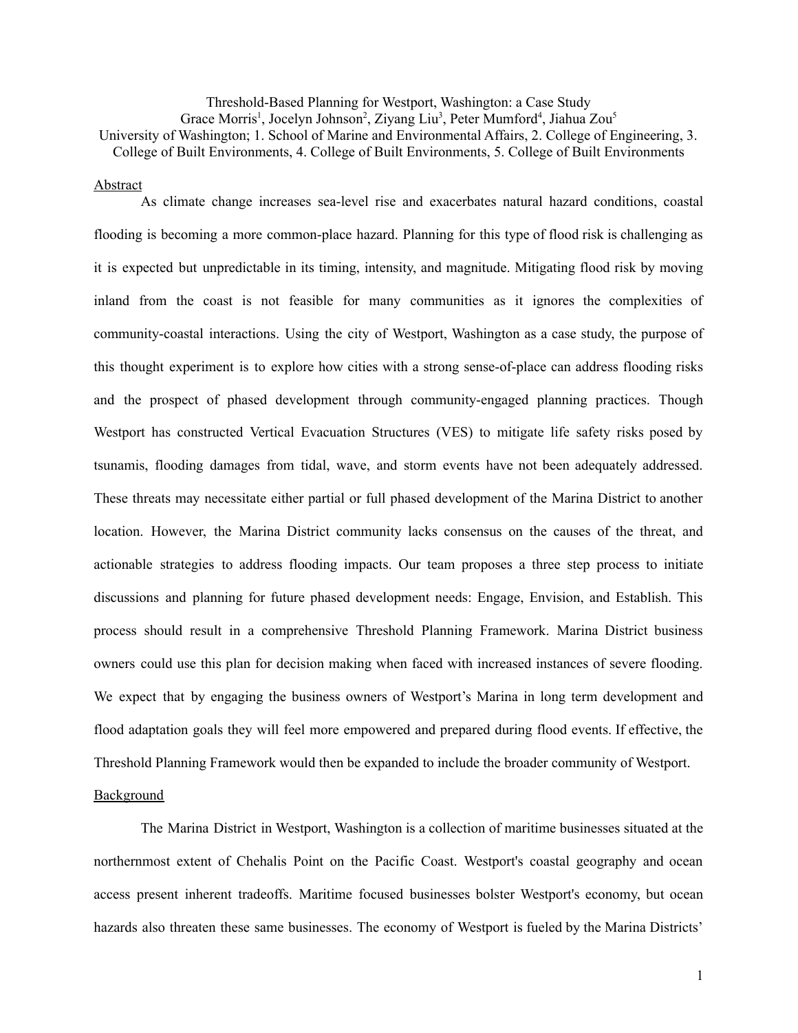# Threshold-Based Planning for Westport, Washington: a Case Study

Grace Morris[1], Jocelyn Johnson[2], Ziyang Liu[3], Peter Mumford[4], Jiahua Zou[5]

University of Washington; 1. School of Marine and Environmental Affairs, 2. College of Engineering, 3. College of Built Environments, 4. College of Built Environments, 5. College of Built Environments

## Abstract

As climate change increases sea-level rise and exacerbates natural hazard conditions, coastal flooding is becoming a more common-place hazard. Planning for this type of flood risk is challenging as it is expected but unpredictable in its timing, intensity, and magnitude. Mitigating flood risk by moving inland from the coast is not feasible for many communities as it ignores the complexities of community-coastal interactions. Using the city of Westport, Washington as a case study, the purpose of this thought experiment is to explore how cities with a strong sense-of-place can address flooding risks and the prospect of phased development through community-engaged planning practices. Though Westport has constructed Vertical Evacuation Structures (VES) to mitigate life safety risks posed by tsunamis, flooding damages from tidal, wave, and storm events have not been adequately addressed. These threats may necessitate either partial or full phased development of the Marina District to another location. However, the Marina District community lacks consensus on the causes of the threat, and actionable strategies to address flooding impacts. Our team proposes a three step process to initiate discussions and planning for future phased development needs: Engage, Envision, and Establish. This process should result in a comprehensive Threshold Planning Framework. Marina District business owners could use this plan for decision making when faced with increased instances of severe flooding. We expect that by engaging the business owners of Westport's Marina in long term development and flood adaptation goals they will feel more empowered and prepared during flood events. If effective, the Threshold Planning Framework would then be expanded to include the broader community of Westport.

## Background

The Marina District in Westport, Washington is a collection of maritime businesses situated at the northernmost extent of Chehalis Point on the Pacific Coast. Westport's coastal geography and ocean access present inherent tradeoffs. Maritime focused businesses bolster Westport's economy, but ocean hazards also threaten these same businesses. The economy of Westport is fueled by the Marina Districts'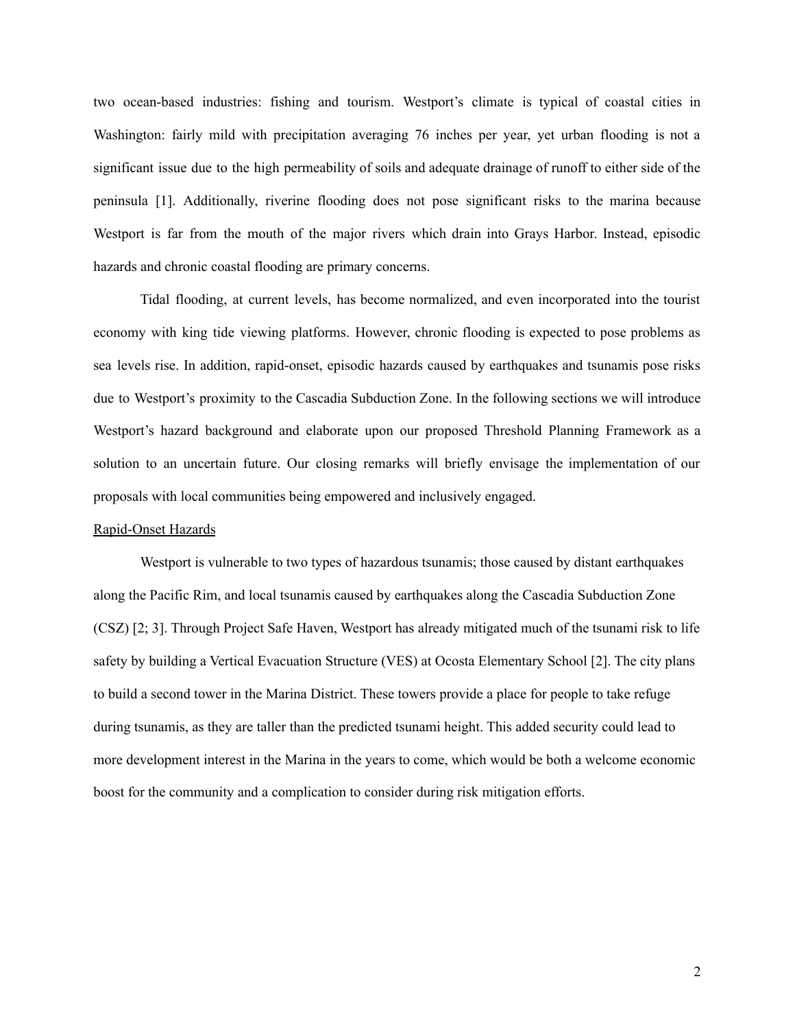two ocean-based industries: fishing and tourism. Westport's climate is typical of coastal cities in Washington: fairly mild with precipitation averaging 76 inches per year, yet urban flooding is not a significant issue due to the high permeability of soils and adequate drainage of runoff to either side of the peninsula [1]. Additionally, riverine flooding does not pose significant risks to the marina because Westport is far from the mouth of the major rivers which drain into Grays Harbor. Instead, episodic hazards and chronic coastal flooding are primary concerns.

Tidal flooding, at current levels, has become normalized, and even incorporated into the tourist economy with king tide viewing platforms. However, chronic flooding is expected to pose problems as sea levels rise. In addition, rapid-onset, episodic hazards caused by earthquakes and tsunamis pose risks due to Westport's proximity to the Cascadia Subduction Zone. In the following sections we will introduce Westport's hazard background and elaborate upon our proposed Threshold Planning Framework as a solution to an uncertain future. Our closing remarks will briefly envisage the implementation of our proposals with local communities being empowered and inclusively engaged.

## Rapid-Onset Hazards

Westport is vulnerable to two types of hazardous tsunamis; those caused by distant earthquakes along the Pacific Rim, and local tsunamis caused by earthquakes along the Cascadia Subduction Zone (CSZ) [2; 3]. Through Project Safe Haven, Westport has already mitigated much of the tsunami risk to life safety by building a Vertical Evacuation Structure (VES) at Ocosta Elementary School [2]. The city plans to build a second tower in the Marina District. These towers provide a place for people to take refuge during tsunamis, as they are taller than the predicted tsunami height. This added security could lead to more development interest in the Marina in the years to come, which would be both a welcome economic boost for the community and a complication to consider during risk mitigation efforts.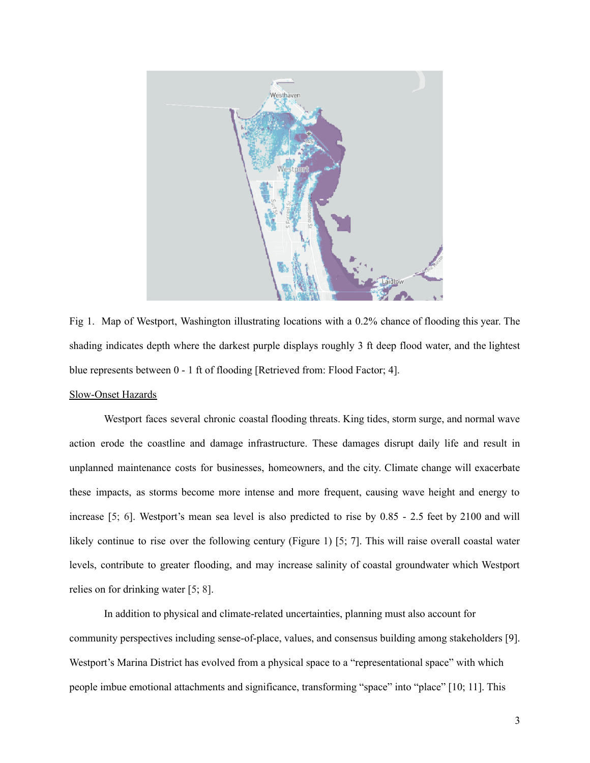Fig 1. Map of Westport, Washington illustrating locations with a 0.2% chance of flooding this year. The shading indicates depth where the darkest purple displays roughly 3 ft deep flood water, and the lightest blue represents between 0 - 1 ft of flooding [Retrieved from: Flood Factor; 4].

<u>Slow-Onset Hazards</u>

Westport faces several chronic coastal flooding threats. King tides, storm surge, and normal wave action erode the coastline and damage infrastructure. These damages disrupt daily life and result in unplanned maintenance costs for businesses, homeowners, and the city. Climate change will exacerbate these impacts, as storms become more intense and more frequent, causing wave height and energy to increase [5; 6]. Westport's mean sea level is also predicted to rise by 0.85 - 2.5 feet by 2100 and will likely continue to rise over the following century (Figure 1) [5; 7]. This will raise overall coastal water levels, contribute to greater flooding, and may increase salinity of coastal groundwater which Westport relies on for drinking water [5; 8].

In addition to physical and climate-related uncertainties, planning must also account for community perspectives including sense-of-place, values, and consensus building among stakeholders [9]. Westport's Marina District has evolved from a physical space to a "representational space" with which people imbue emotional attachments and significance, transforming "space" into "place" [10; 11]. This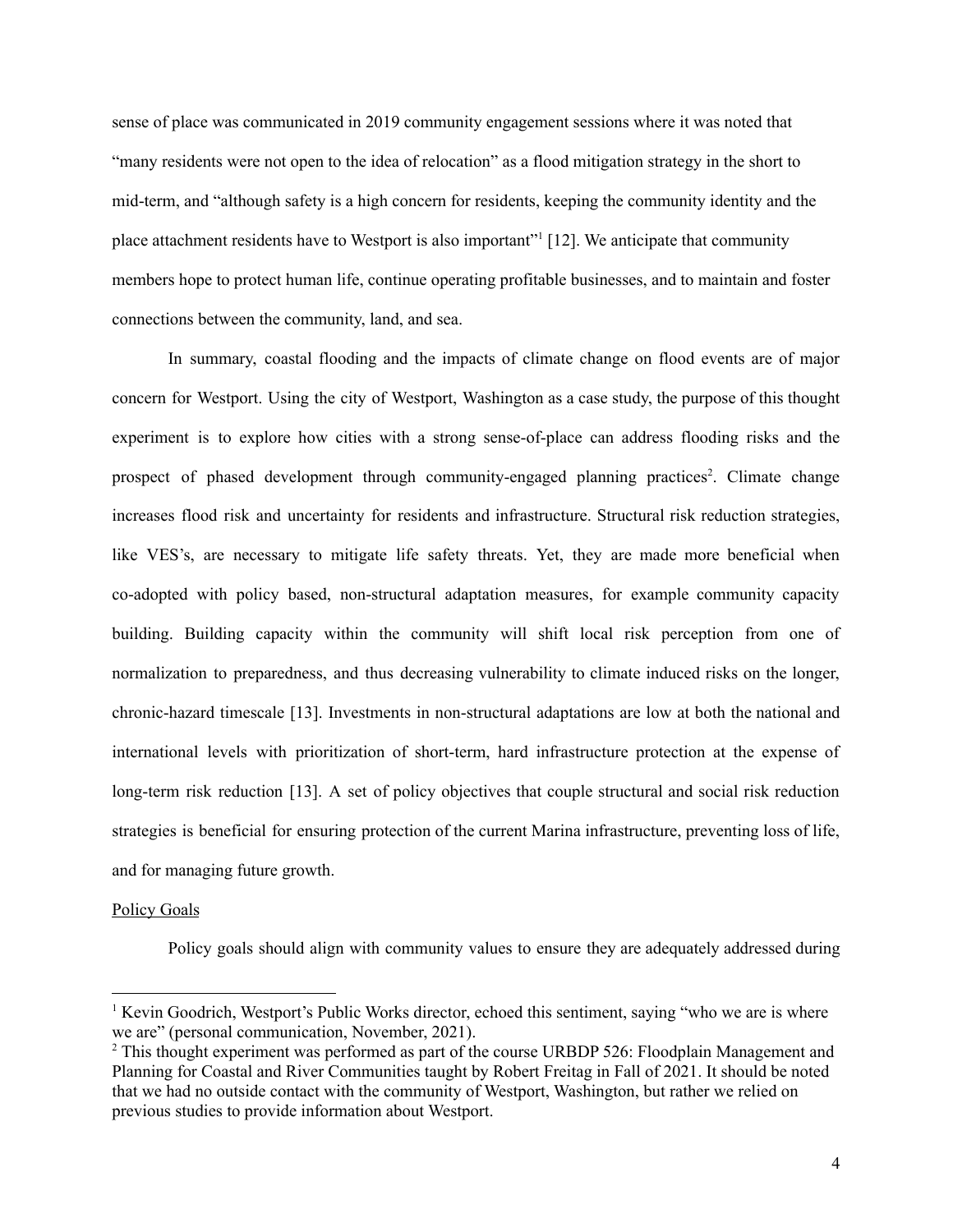sense of place was communicated in 2019 community engagement sessions where it was noted that "many residents were not open to the idea of relocation" as a flood mitigation strategy in the short to mid-term, and "although safety is a high concern for residents, keeping the community identity and the place attachment residents have to Westport is also important"[1] [12]. We anticipate that community members hope to protect human life, continue operating profitable businesses, and to maintain and foster connections between the community, land, and sea.

In summary, coastal flooding and the impacts of climate change on flood events are of major concern for Westport. Using the city of Westport, Washington as a case study, the purpose of this thought experiment is to explore how cities with a strong sense-of-place can address flooding risks and the prospect of phased development through community-engaged planning practices[2]. Climate change increases flood risk and uncertainty for residents and infrastructure. Structural risk reduction strategies, like VES's, are necessary to mitigate life safety threats. Yet, they are made more beneficial when co-adopted with policy based, non-structural adaptation measures, for example community capacity building. Building capacity within the community will shift local risk perception from one of normalization to preparedness, and thus decreasing vulnerability to climate induced risks on the longer, chronic-hazard timescale [13]. Investments in non-structural adaptations are low at both the national and international levels with prioritization of short-term, hard infrastructure protection at the expense of long-term risk reduction [13]. A set of policy objectives that couple structural and social risk reduction strategies is beneficial for ensuring protection of the current Marina infrastructure, preventing loss of life, and for managing future growth.

<u>Policy Goals</u>

Policy goals should align with community values to ensure they are adequately addressed during

---

[1] Kevin Goodrich, Westport's Public Works director, echoed this sentiment, saying "who we are is where we are" (personal communication, November, 2021).

[2] This thought experiment was performed as part of the course URBDP 526: Floodplain Management and Planning for Coastal and River Communities taught by Robert Freitag in Fall of 2021. It should be noted that we had no outside contact with the community of Westport, Washington, but rather we relied on previous studies to provide information about Westport.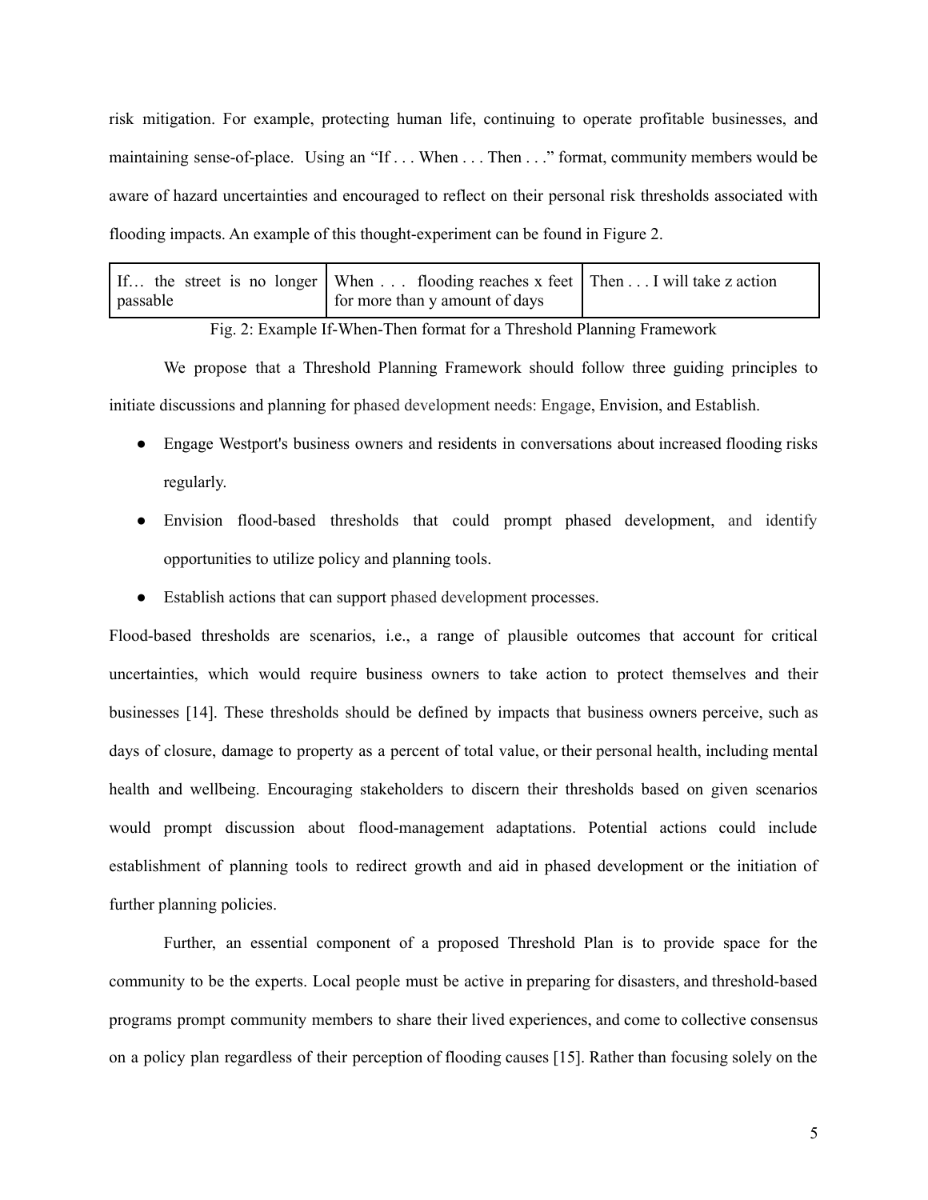risk mitigation. For example, protecting human life, continuing to operate profitable businesses, and maintaining sense-of-place. Using an "If . . . When . . . Then . . ." format, community members would be aware of hazard uncertainties and encouraged to reflect on their personal risk thresholds associated with flooding impacts. An example of this thought-experiment can be found in Figure 2.

| If… the street is no longer passable | When . . . flooding reaches x feet for more than y amount of days | Then . . . I will take z action |
|---|---|---|

Fig. 2: Example If-When-Then format for a Threshold Planning Framework

We propose that a Threshold Planning Framework should follow three guiding principles to initiate discussions and planning for phased development needs: Engage, Envision, and Establish.

- Engage Westport's business owners and residents in conversations about increased flooding risks regularly.
- Envision flood-based thresholds that could prompt phased development, and identify opportunities to utilize policy and planning tools.
- Establish actions that can support phased development processes.

Flood-based thresholds are scenarios, i.e., a range of plausible outcomes that account for critical uncertainties, which would require business owners to take action to protect themselves and their businesses [14]. These thresholds should be defined by impacts that business owners perceive, such as days of closure, damage to property as a percent of total value, or their personal health, including mental health and wellbeing. Encouraging stakeholders to discern their thresholds based on given scenarios would prompt discussion about flood-management adaptations. Potential actions could include establishment of planning tools to redirect growth and aid in phased development or the initiation of further planning policies.

Further, an essential component of a proposed Threshold Plan is to provide space for the community to be the experts. Local people must be active in preparing for disasters, and threshold-based programs prompt community members to share their lived experiences, and come to collective consensus on a policy plan regardless of their perception of flooding causes [15]. Rather than focusing solely on the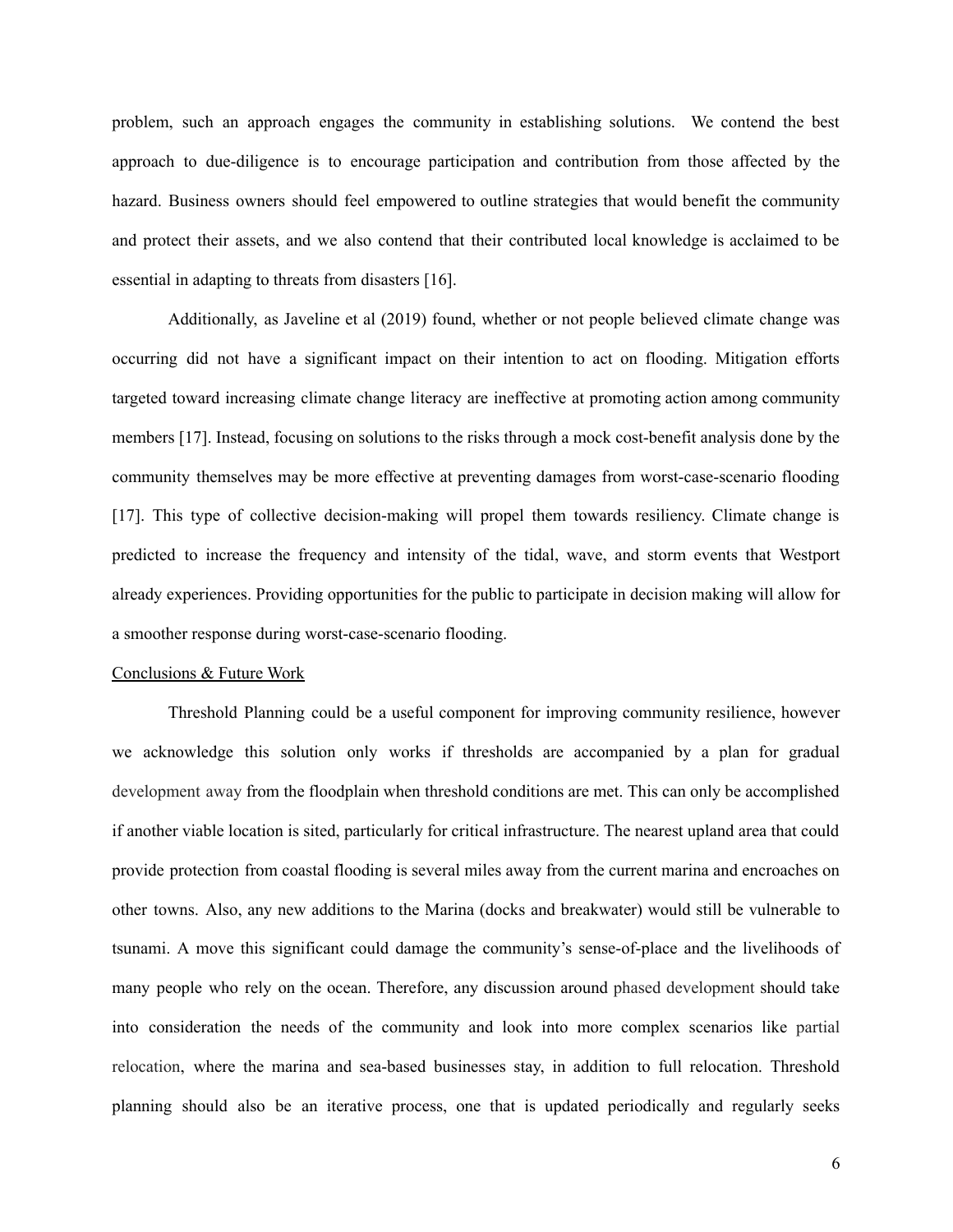problem, such an approach engages the community in establishing solutions. We contend the best approach to due-diligence is to encourage participation and contribution from those affected by the hazard. Business owners should feel empowered to outline strategies that would benefit the community and protect their assets, and we also contend that their contributed local knowledge is acclaimed to be essential in adapting to threats from disasters [16].

Additionally, as Javeline et al (2019) found, whether or not people believed climate change was occurring did not have a significant impact on their intention to act on flooding. Mitigation efforts targeted toward increasing climate change literacy are ineffective at promoting action among community members [17]. Instead, focusing on solutions to the risks through a mock cost-benefit analysis done by the community themselves may be more effective at preventing damages from worst-case-scenario flooding [17]. This type of collective decision-making will propel them towards resiliency. Climate change is predicted to increase the frequency and intensity of the tidal, wave, and storm events that Westport already experiences. Providing opportunities for the public to participate in decision making will allow for a smoother response during worst-case-scenario flooding.

## Conclusions & Future Work

Threshold Planning could be a useful component for improving community resilience, however we acknowledge this solution only works if thresholds are accompanied by a plan for gradual development away from the floodplain when threshold conditions are met. This can only be accomplished if another viable location is sited, particularly for critical infrastructure. The nearest upland area that could provide protection from coastal flooding is several miles away from the current marina and encroaches on other towns. Also, any new additions to the Marina (docks and breakwater) would still be vulnerable to tsunami. A move this significant could damage the community's sense-of-place and the livelihoods of many people who rely on the ocean. Therefore, any discussion around phased development should take into consideration the needs of the community and look into more complex scenarios like partial relocation, where the marina and sea-based businesses stay, in addition to full relocation. Threshold planning should also be an iterative process, one that is updated periodically and regularly seeks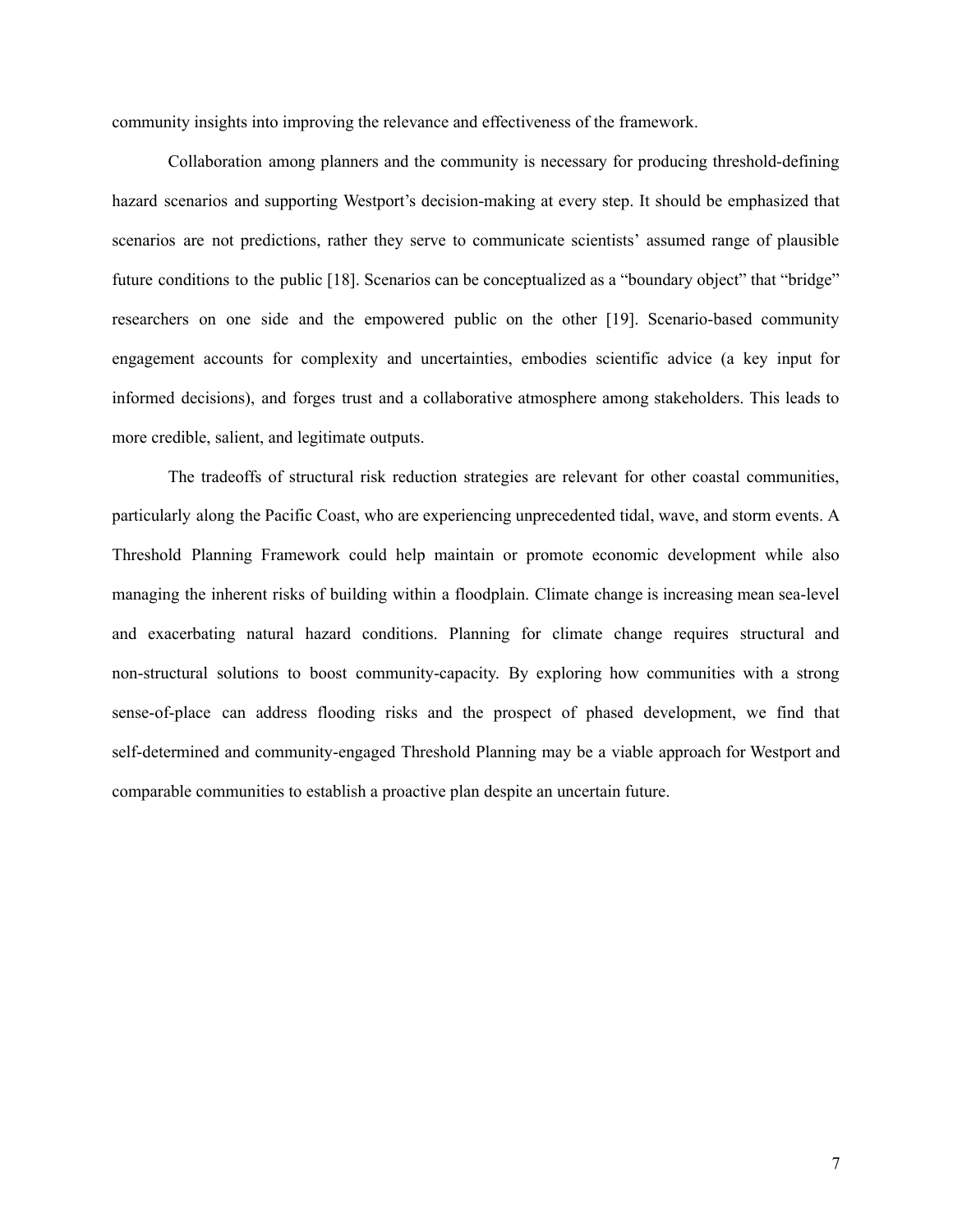community insights into improving the relevance and effectiveness of the framework.

Collaboration among planners and the community is necessary for producing threshold-defining hazard scenarios and supporting Westport's decision-making at every step. It should be emphasized that scenarios are not predictions, rather they serve to communicate scientists' assumed range of plausible future conditions to the public [18]. Scenarios can be conceptualized as a "boundary object" that "bridge" researchers on one side and the empowered public on the other [19]. Scenario-based community engagement accounts for complexity and uncertainties, embodies scientific advice (a key input for informed decisions), and forges trust and a collaborative atmosphere among stakeholders. This leads to more credible, salient, and legitimate outputs.

The tradeoffs of structural risk reduction strategies are relevant for other coastal communities, particularly along the Pacific Coast, who are experiencing unprecedented tidal, wave, and storm events. A Threshold Planning Framework could help maintain or promote economic development while also managing the inherent risks of building within a floodplain. Climate change is increasing mean sea-level and exacerbating natural hazard conditions. Planning for climate change requires structural and non-structural solutions to boost community-capacity. By exploring how communities with a strong sense-of-place can address flooding risks and the prospect of phased development, we find that self-determined and community-engaged Threshold Planning may be a viable approach for Westport and comparable communities to establish a proactive plan despite an uncertain future.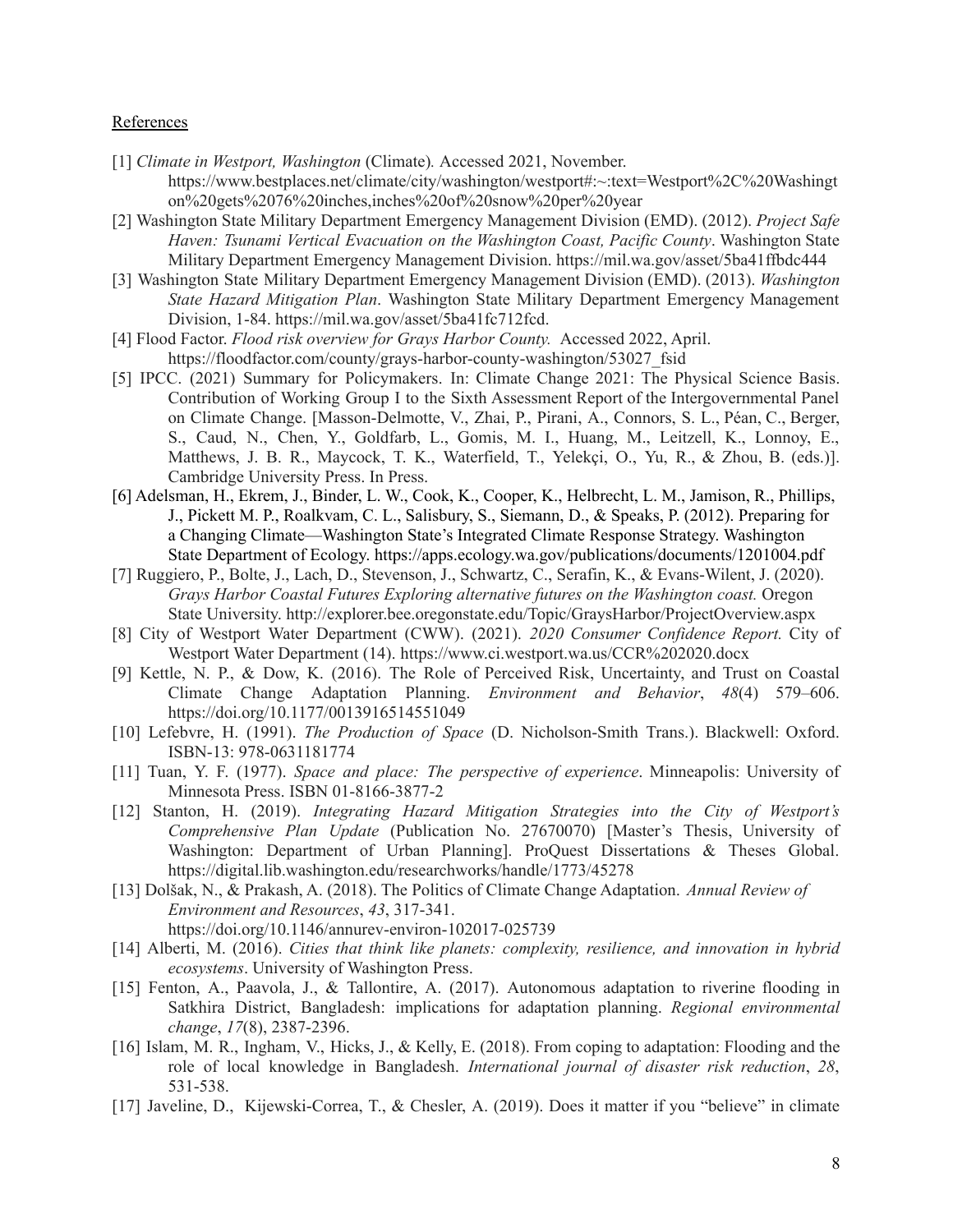References

[1] *Climate in Westport, Washington* (Climate)*.* Accessed 2021, November. https://www.bestplaces.net/climate/city/washington/westport#:~:text=Westport%2C%20Washington%20gets%2076%20inches,inches%20of%20snow%20per%20year

[2] Washington State Military Department Emergency Management Division (EMD). (2012). *Project Safe Haven: Tsunami Vertical Evacuation on the Washington Coast, Pacific County*. Washington State Military Department Emergency Management Division. https://mil.wa.gov/asset/5ba41ffbdc444

[3] Washington State Military Department Emergency Management Division (EMD). (2013). *Washington State Hazard Mitigation Plan*. Washington State Military Department Emergency Management Division, 1-84. https://mil.wa.gov/asset/5ba41fc712fcd.

[4] Flood Factor. *Flood risk overview for Grays Harbor County.* Accessed 2022, April. https://floodfactor.com/county/grays-harbor-county-washington/53027_fsid

[5] IPCC. (2021) Summary for Policymakers. In: Climate Change 2021: The Physical Science Basis. Contribution of Working Group I to the Sixth Assessment Report of the Intergovernmental Panel on Climate Change. [Masson-Delmotte, V., Zhai, P., Pirani, A., Connors, S. L., Péan, C., Berger, S., Caud, N., Chen, Y., Goldfarb, L., Gomis, M. I., Huang, M., Leitzell, K., Lonnoy, E., Matthews, J. B. R., Maycock, T. K., Waterfield, T., Yelekçi, O., Yu, R., & Zhou, B. (eds.)]. Cambridge University Press. In Press.

[6] Adelsman, H., Ekrem, J., Binder, L. W., Cook, K., Cooper, K., Helbrecht, L. M., Jamison, R., Phillips, J., Pickett M. P., Roalkvam, C. L., Salisbury, S., Siemann, D., & Speaks, P. (2012). Preparing for a Changing Climate—Washington State's Integrated Climate Response Strategy. Washington State Department of Ecology. https://apps.ecology.wa.gov/publications/documents/1201004.pdf

[7] Ruggiero, P., Bolte, J., Lach, D., Stevenson, J., Schwartz, C., Serafin, K., & Evans-Wilent, J. (2020). *Grays Harbor Coastal Futures Exploring alternative futures on the Washington coast.* Oregon State University. http://explorer.bee.oregonstate.edu/Topic/GraysHarbor/ProjectOverview.aspx

[8] City of Westport Water Department (CWW). (2021). *2020 Consumer Confidence Report.* City of Westport Water Department (14). https://www.ci.westport.wa.us/CCR%202020.docx

[9] Kettle, N. P., & Dow, K. (2016). The Role of Perceived Risk, Uncertainty, and Trust on Coastal Climate Change Adaptation Planning. *Environment and Behavior*, *48*(4) 579–606. https://doi.org/10.1177/0013916514551049

[10] Lefebvre, H. (1991). *The Production of Space* (D. Nicholson-Smith Trans.). Blackwell: Oxford. ISBN-13: 978-0631181774

[11] Tuan, Y. F. (1977). *Space and place: The perspective of experience*. Minneapolis: University of Minnesota Press. ISBN 01-8166-3877-2

[12] Stanton, H. (2019). *Integrating Hazard Mitigation Strategies into the City of Westport's Comprehensive Plan Update* (Publication No. 27670070) [Master's Thesis, University of Washington: Department of Urban Planning]. ProQuest Dissertations & Theses Global. https://digital.lib.washington.edu/researchworks/handle/1773/45278

[13] Dolšak, N., & Prakash, A. (2018). The Politics of Climate Change Adaptation. *Annual Review of Environment and Resources*, *43*, 317-341. https://doi.org/10.1146/annurev-environ-102017-025739

[14] Alberti, M. (2016). *Cities that think like planets: complexity, resilience, and innovation in hybrid ecosystems*. University of Washington Press.

[15] Fenton, A., Paavola, J., & Tallontire, A. (2017). Autonomous adaptation to riverine flooding in Satkhira District, Bangladesh: implications for adaptation planning. *Regional environmental change*, *17*(8), 2387-2396.

[16] Islam, M. R., Ingham, V., Hicks, J., & Kelly, E. (2018). From coping to adaptation: Flooding and the role of local knowledge in Bangladesh. *International journal of disaster risk reduction*, *28*, 531-538.

[17] Javeline, D., Kijewski-Correa, T., & Chesler, A. (2019). Does it matter if you "believe" in climate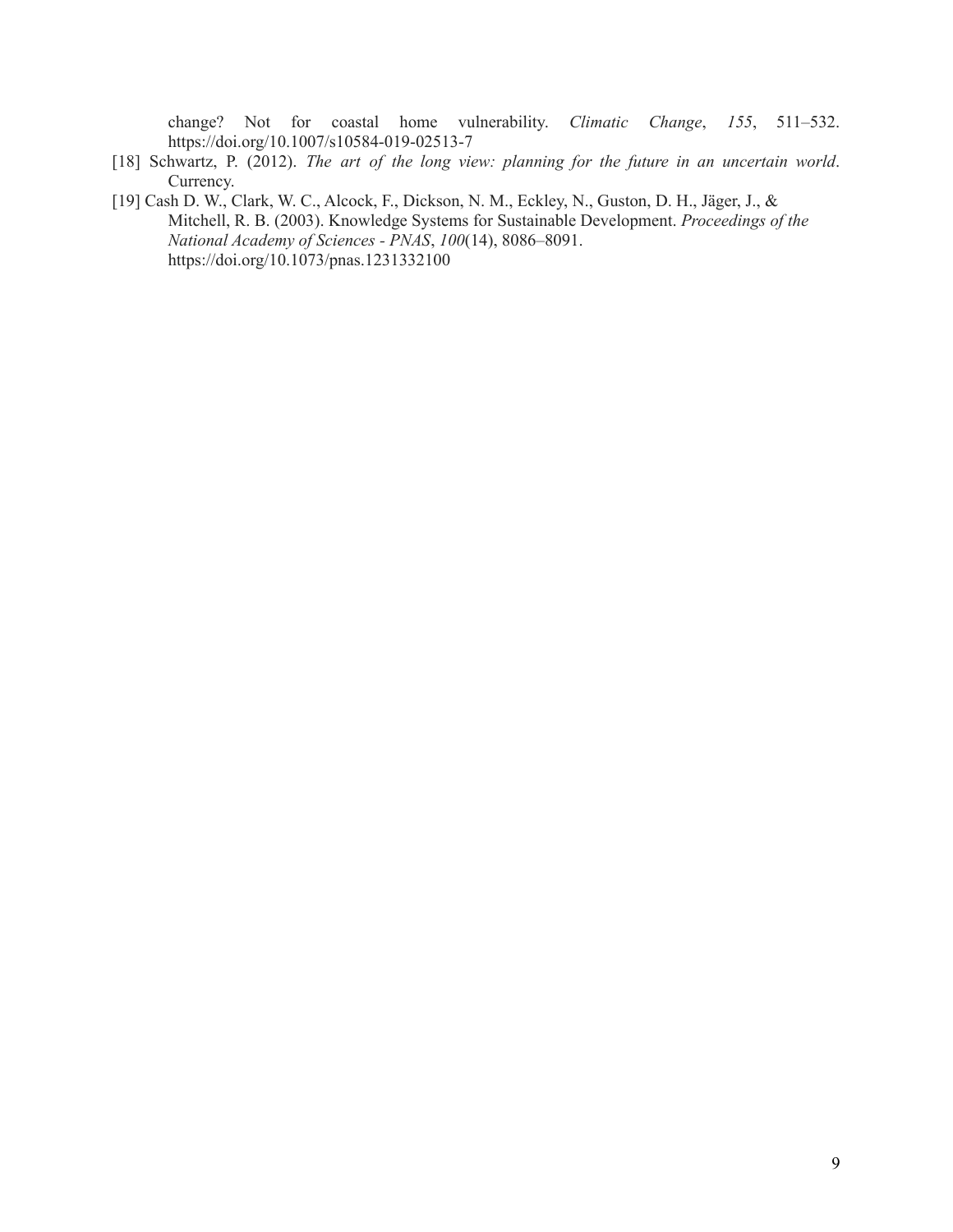change? Not for coastal home vulnerability. *Climatic Change*, *155*, 511–532. https://doi.org/10.1007/s10584-019-02513-7

[18] Schwartz, P. (2012). *The art of the long view: planning for the future in an uncertain world*. Currency.

[19] Cash D. W., Clark, W. C., Alcock, F., Dickson, N. M., Eckley, N., Guston, D. H., Jäger, J., & Mitchell, R. B. (2003). Knowledge Systems for Sustainable Development. *Proceedings of the National Academy of Sciences - PNAS*, *100*(14), 8086–8091. https://doi.org/10.1073/pnas.1231332100